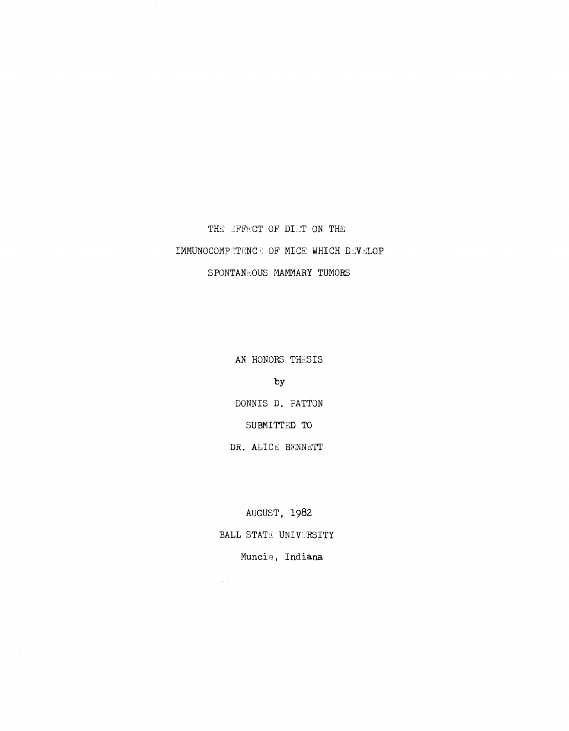# THE EFFECT OF DIET ON THE IMMUNOCOMPETENCE OF MICE WHICH DEVELOP SPONTANEOUS MAMMARY TUMORS

AN HONORS THESIS

by

DONNIS D. PATTON

SUBMITTED TO

DR. ALICE BENNETT

AUGUST, 1982

BALL STATE UNIVERSITY

Muncie, Indiana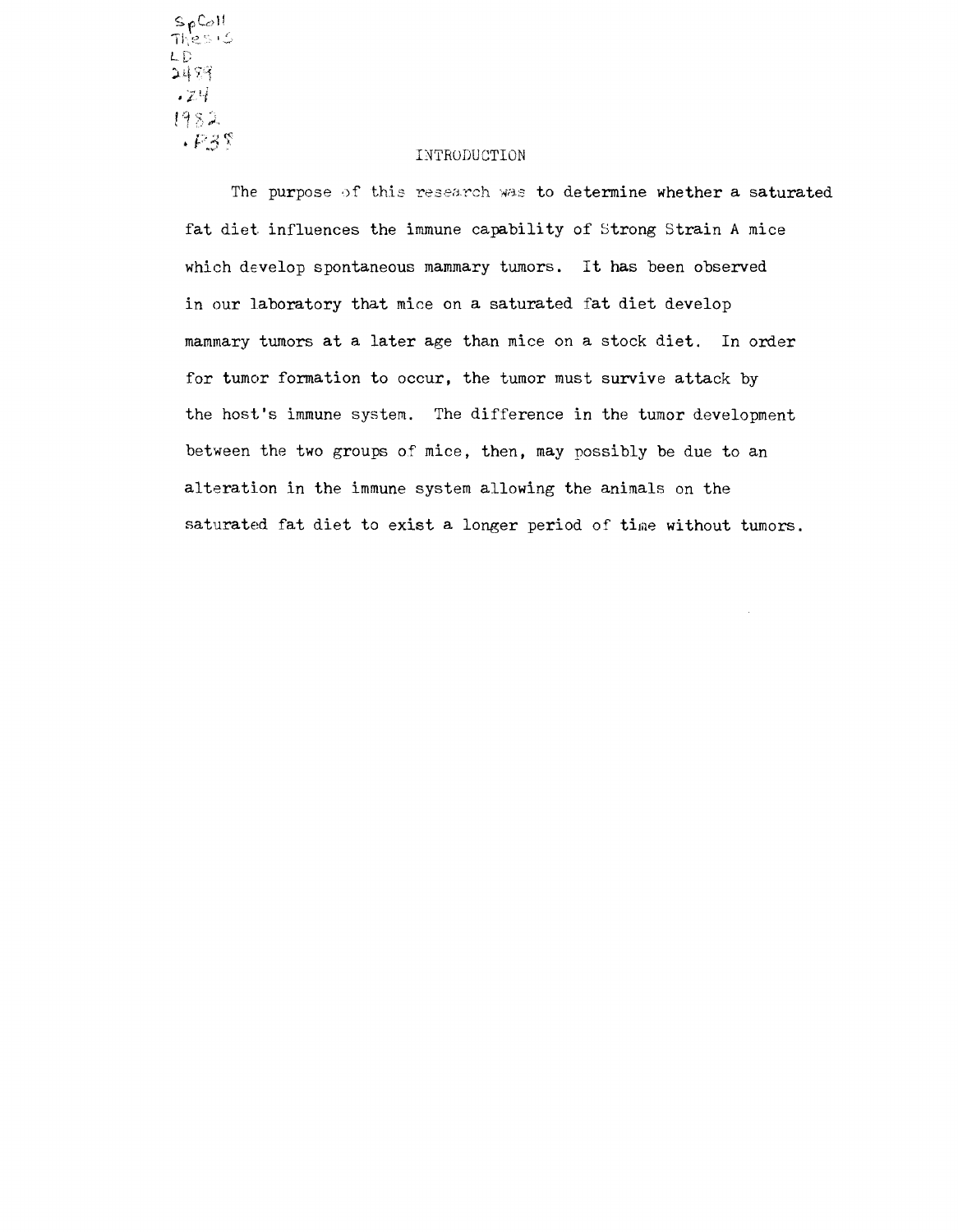SpColl
Thesis
LD
2489
.Z4
1982
.P38

# INTRODUCTION

The purpose of this research was to determine whether a saturated fat diet influences the immune capability of Strong Strain A mice which develop spontaneous mammary tumors. It has been observed in our laboratory that mice on a saturated fat diet develop mammary tumors at a later age than mice on a stock diet. In order for tumor formation to occur, the tumor must survive attack by the host's immune system. The difference in the tumor development between the two groups of mice, then, may possibly be due to an alteration in the immune system allowing the animals on the saturated fat diet to exist a longer period of time without tumors.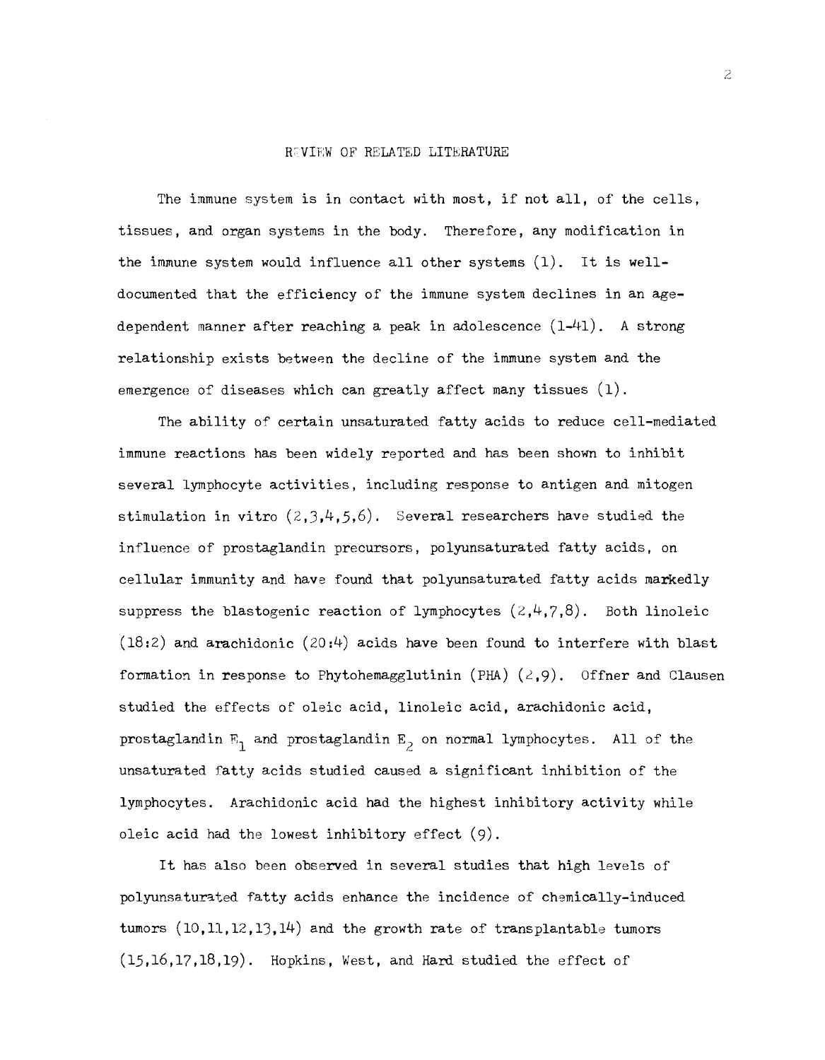## REVIEW OF RELATED LITERATURE

The immune system is in contact with most, if not all, of the cells, tissues, and organ systems in the body. Therefore, any modification in the immune system would influence all other systems (1). It is well-documented that the efficiency of the immune system declines in an age-dependent manner after reaching a peak in adolescence (1-41). A strong relationship exists between the decline of the immune system and the emergence of diseases which can greatly affect many tissues (1).

The ability of certain unsaturated fatty acids to reduce cell-mediated immune reactions has been widely reported and has been shown to inhibit several lymphocyte activities, including response to antigen and mitogen stimulation in vitro (2,3,4,5,6). Several researchers have studied the influence of prostaglandin precursors, polyunsaturated fatty acids, on cellular immunity and have found that polyunsaturated fatty acids markedly suppress the blastogenic reaction of lymphocytes (2,4,7,8). Both linoleic (18:2) and arachidonic (20:4) acids have been found to interfere with blast formation in response to Phytohemagglutinin (PHA) (2,9). Offner and Clausen studied the effects of oleic acid, linoleic acid, arachidonic acid, prostaglandin $E_1$ and prostaglandin $E_2$ on normal lymphocytes. All of the unsaturated fatty acids studied caused a significant inhibition of the lymphocytes. Arachidonic acid had the highest inhibitory activity while oleic acid had the lowest inhibitory effect (9).

It has also been observed in several studies that high levels of polyunsaturated fatty acids enhance the incidence of chemically-induced tumors (10,11,12,13,14) and the growth rate of transplantable tumors (15,16,17,18,19). Hopkins, West, and Hard studied the effect of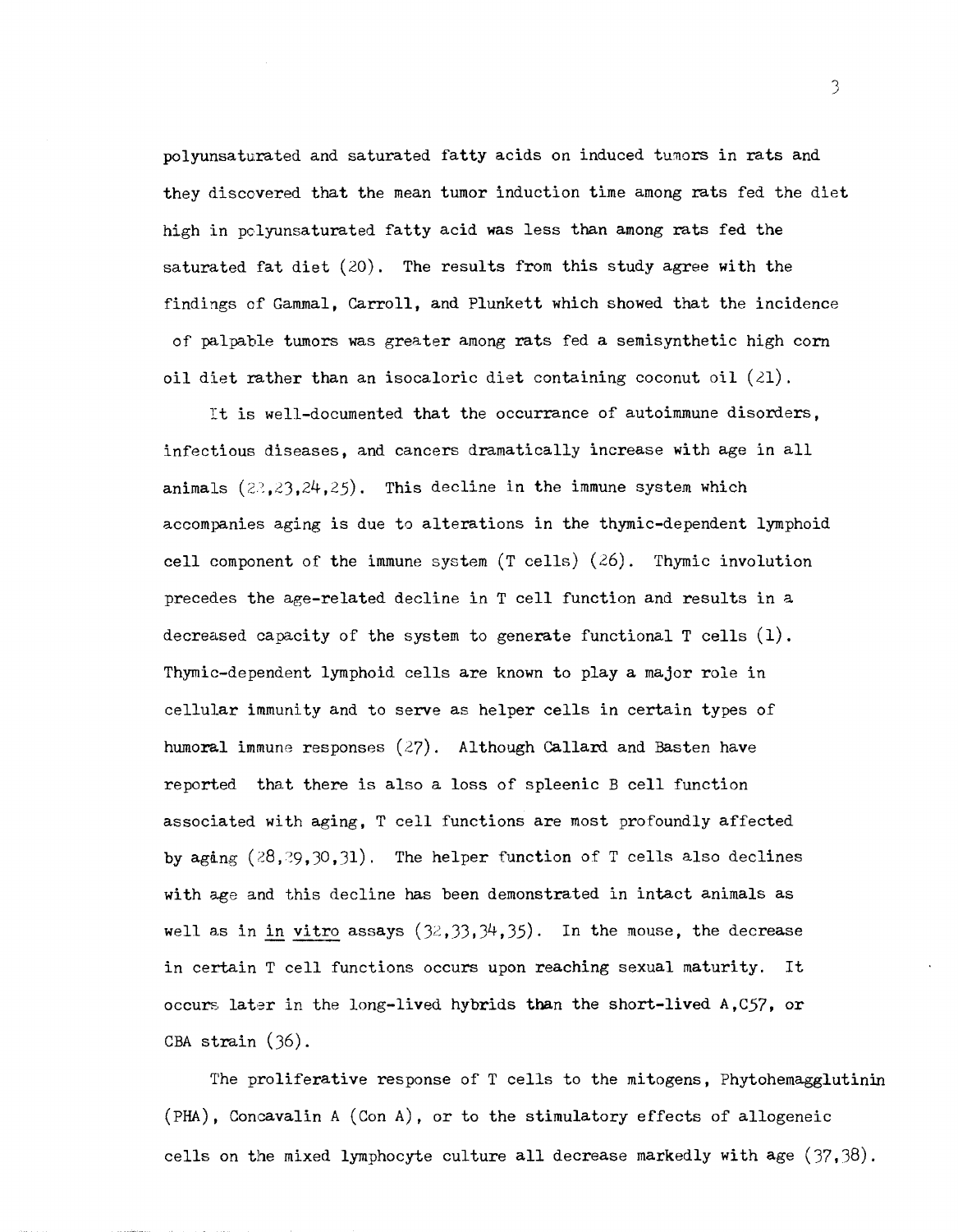polyunsaturated and saturated fatty acids on induced tumors in rats and they discovered that the mean tumor induction time among rats fed the diet high in polyunsaturated fatty acid was less than among rats fed the saturated fat diet (20). The results from this study agree with the findings of Gammal, Carroll, and Plunkett which showed that the incidence of palpable tumors was greater among rats fed a semisynthetic high corn oil diet rather than an isocaloric diet containing coconut oil (21).

It is well-documented that the occurrance of autoimmune disorders, infectious diseases, and cancers dramatically increase with age in all animals (22,23,24,25). This decline in the immune system which accompanies aging is due to alterations in the thymic-dependent lymphoid cell component of the immune system (T cells) (26). Thymic involution precedes the age-related decline in T cell function and results in a decreased capacity of the system to generate functional T cells (1). Thymic-dependent lymphoid cells are known to play a major role in cellular immunity and to serve as helper cells in certain types of humoral immune responses (27). Although Callard and Basten have reported that there is also a loss of spleenic B cell function associated with aging, T cell functions are most profoundly affected by aging (28,29,30,31). The helper function of T cells also declines with age and this decline has been demonstrated in intact animals as well as in _in vitro_ assays (32,33,34,35). In the mouse, the decrease in certain T cell functions occurs upon reaching sexual maturity. It occurs later in the long-lived hybrids than the short-lived A,C57, or CBA strain (36).

The proliferative response of T cells to the mitogens, Phytohemagglutinin (PHA), Concavalin A (Con A), or to the stimulatory effects of allogeneic cells on the mixed lymphocyte culture all decrease markedly with age (37,38).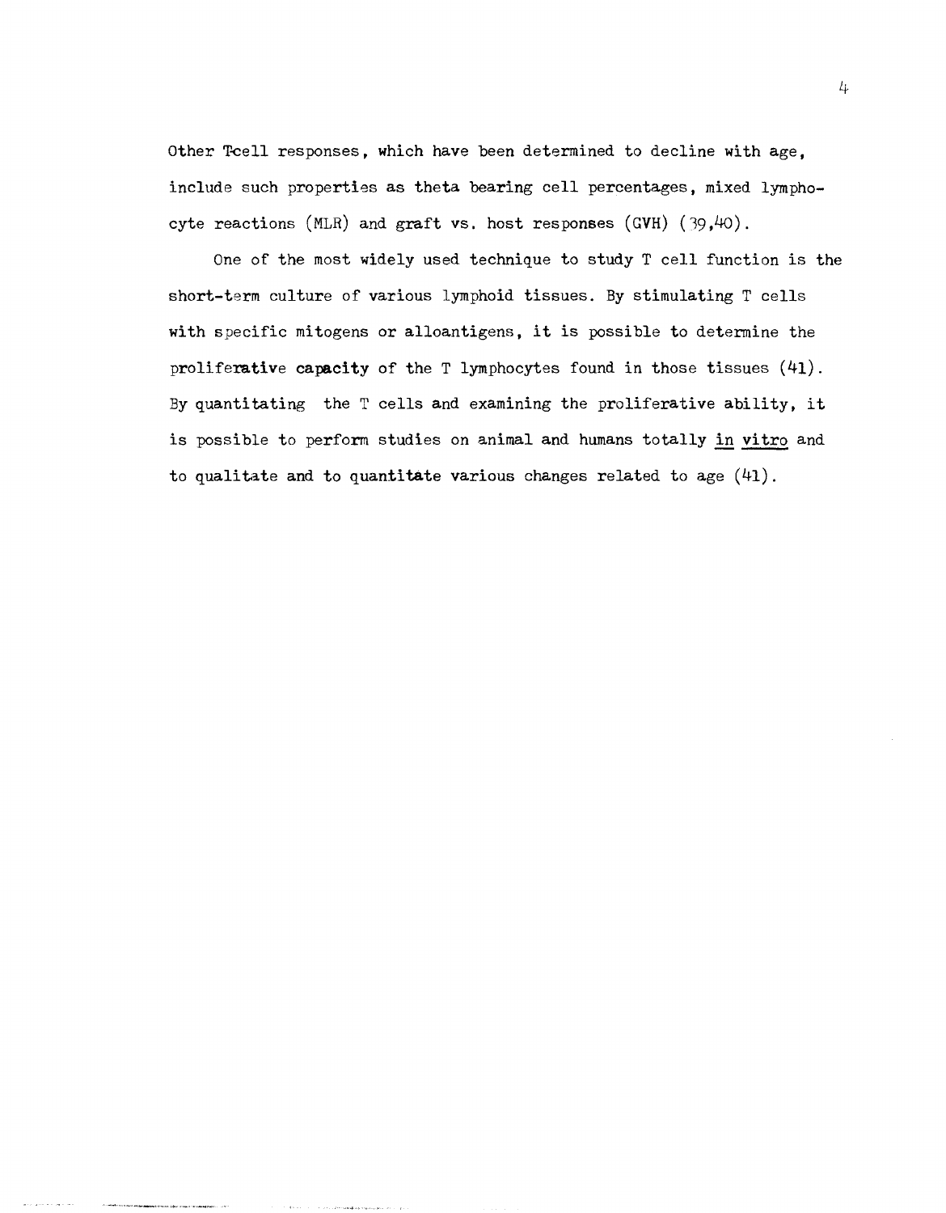Other T-cell responses, which have been determined to decline with age, include such properties as theta bearing cell percentages, mixed lymphocyte reactions (MLR) and graft vs. host responses (GVH) (39,40).

One of the most widely used technique to study T cell function is the short-term culture of various lymphoid tissues. By stimulating T cells with specific mitogens or alloantigens, it is possible to determine the proliferative capacity of the T lymphocytes found in those tissues (41). By quantitating the T cells and examining the proliferative ability, it is possible to perform studies on animal and humans totally *in vitro* and to qualitate and to quantitate various changes related to age (41).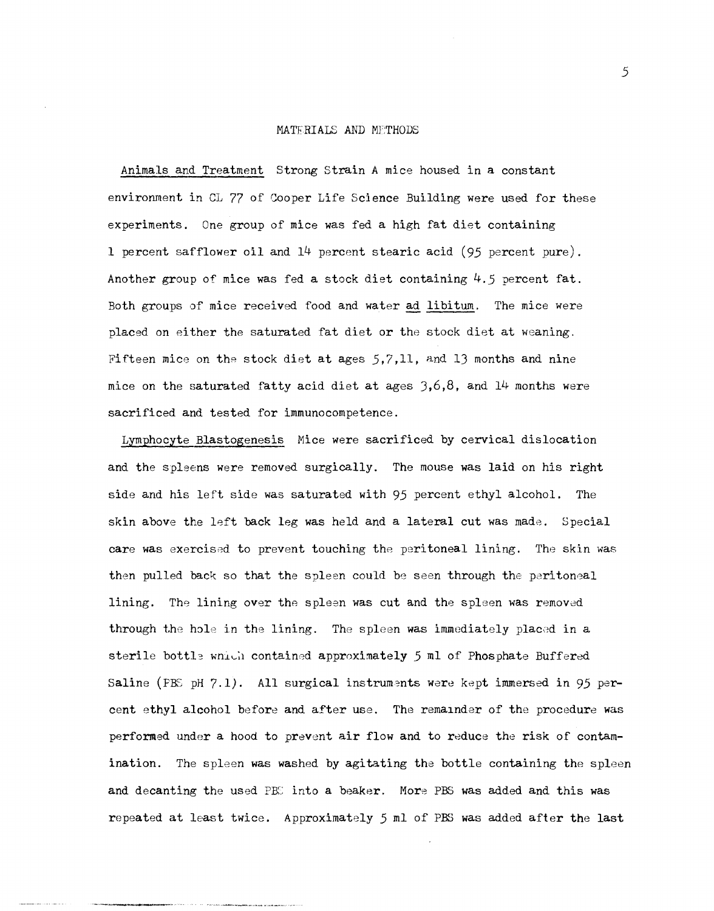## MATERIALS AND METHODS

<u>Animals and Treatment</u> Strong Strain A mice housed in a constant environment in CL 77 of Cooper Life Science Building were used for these experiments. One group of mice was fed a high fat diet containing 1 percent safflower oil and 14 percent stearic acid (95 percent pure). Another group of mice was fed a stock diet containing 4.5 percent fat. Both groups of mice received food and water <u>ad libitum</u>. The mice were placed on either the saturated fat diet or the stock diet at weaning. Fifteen mice on the stock diet at ages 5,7,11, and 13 months and nine mice on the saturated fatty acid diet at ages 3,6,8, and 14 months were sacrificed and tested for immunocompetence.

<u>Lymphocyte Blastogenesis</u> Mice were sacrificed by cervical dislocation and the spleens were removed surgically. The mouse was laid on his right side and his left side was saturated with 95 percent ethyl alcohol. The skin above the left back leg was held and a lateral cut was made. Special care was exercised to prevent touching the peritoneal lining. The skin was then pulled back so that the spleen could be seen through the peritoneal lining. The lining over the spleen was cut and the spleen was removed through the hole in the lining. The spleen was immediately placed in a sterile bottle which contained approximately 5 ml of Phosphate Buffered Saline (PBS pH 7.1). All surgical instruments were kept immersed in 95 percent ethyl alcohol before and after use. The remainder of the procedure was performed under a hood to prevent air flow and to reduce the risk of contamination. The spleen was washed by agitating the bottle containing the spleen and decanting the used PBS into a beaker. More PBS was added and this was repeated at least twice. Approximately 5 ml of PBS was added after the last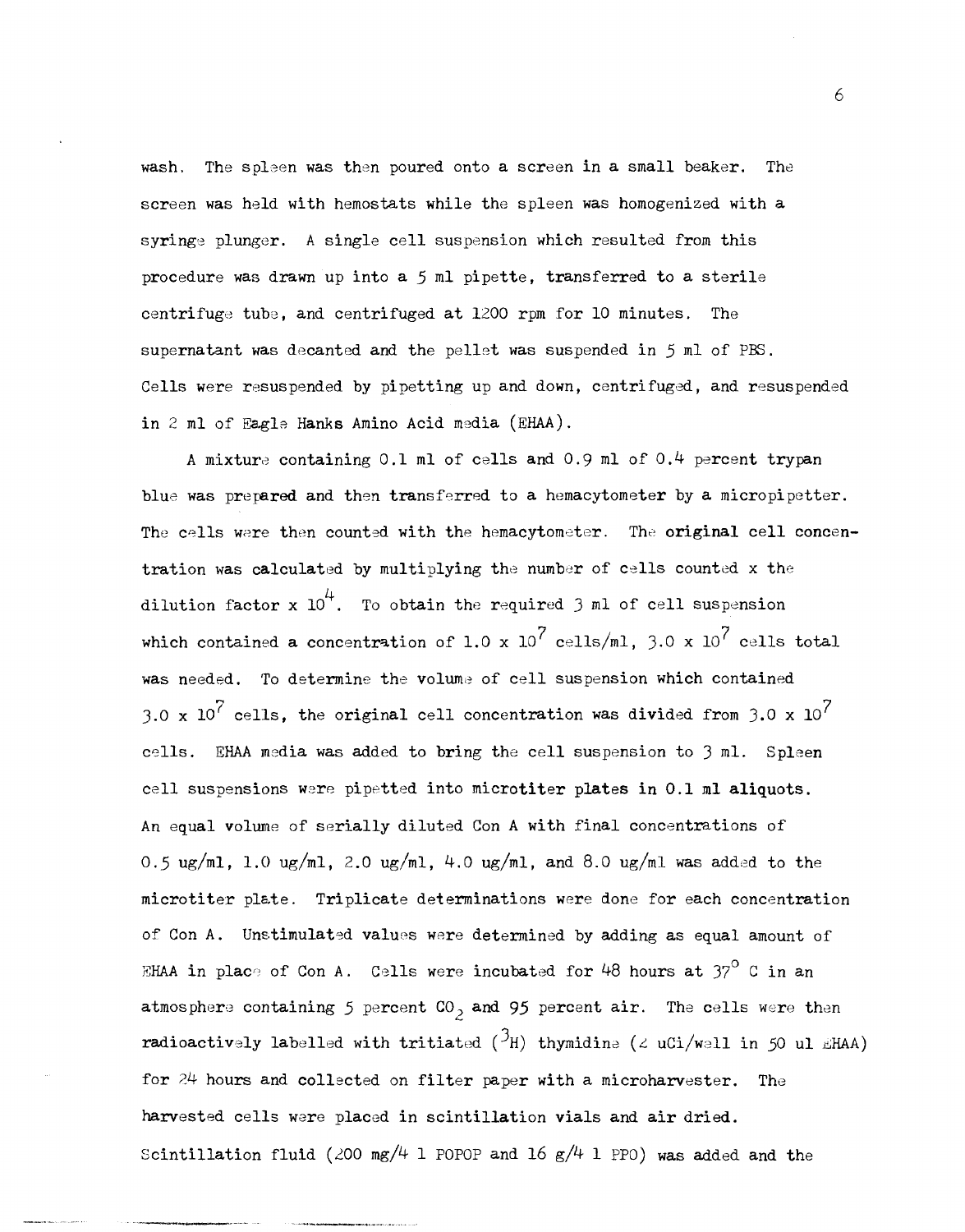wash. The spleen was then poured onto a screen in a small beaker. The screen was held with hemostats while the spleen was homogenized with a syringe plunger. A single cell suspension which resulted from this procedure was drawn up into a 5 ml pipette, transferred to a sterile centrifuge tube, and centrifuged at 1200 rpm for 10 minutes. The supernatant was decanted and the pellet was suspended in 5 ml of PBS. Cells were resuspended by pipetting up and down, centrifuged, and resuspended in 2 ml of Eagle Hanks Amino Acid media (EHAA).

A mixture containing 0.1 ml of cells and 0.9 ml of 0.4 percent trypan blue was prepared and then transferred to a hemacytometer by a micropipetter. The cells were then counted with the hemacytometer. The original cell concentration was calculated by multiplying the number of cells counted x the dilution factor x $10^4$. To obtain the required 3 ml of cell suspension which contained a concentration of $1.0 \times 10^7$ cells/ml, $3.0 \times 10^7$ cells total was needed. To determine the volume of cell suspension which contained $3.0 \times 10^7$ cells, the original cell concentration was divided from $3.0 \times 10^7$ cells. EHAA media was added to bring the cell suspension to 3 ml. Spleen cell suspensions were pipetted into microtiter plates in 0.1 ml aliquots. An equal volume of serially diluted Con A with final concentrations of 0.5 ug/ml, 1.0 ug/ml, 2.0 ug/ml, 4.0 ug/ml, and 8.0 ug/ml was added to the microtiter plate. Triplicate determinations were done for each concentration of Con A. Unstimulated values were determined by adding as equal amount of EHAA in place of Con A. Cells were incubated for 48 hours at $37^\circ$ C in an atmosphere containing 5 percent $CO_2$ and 95 percent air. The cells were then radioactively labelled with tritiated ($^3H$) thymidine (2 uCi/well in 50 ul EHAA) for 24 hours and collected on filter paper with a microharvester. The harvested cells were placed in scintillation vials and air dried. Scintillation fluid (200 mg/4 l POPOP and 16 g/4 l PPO) was added and the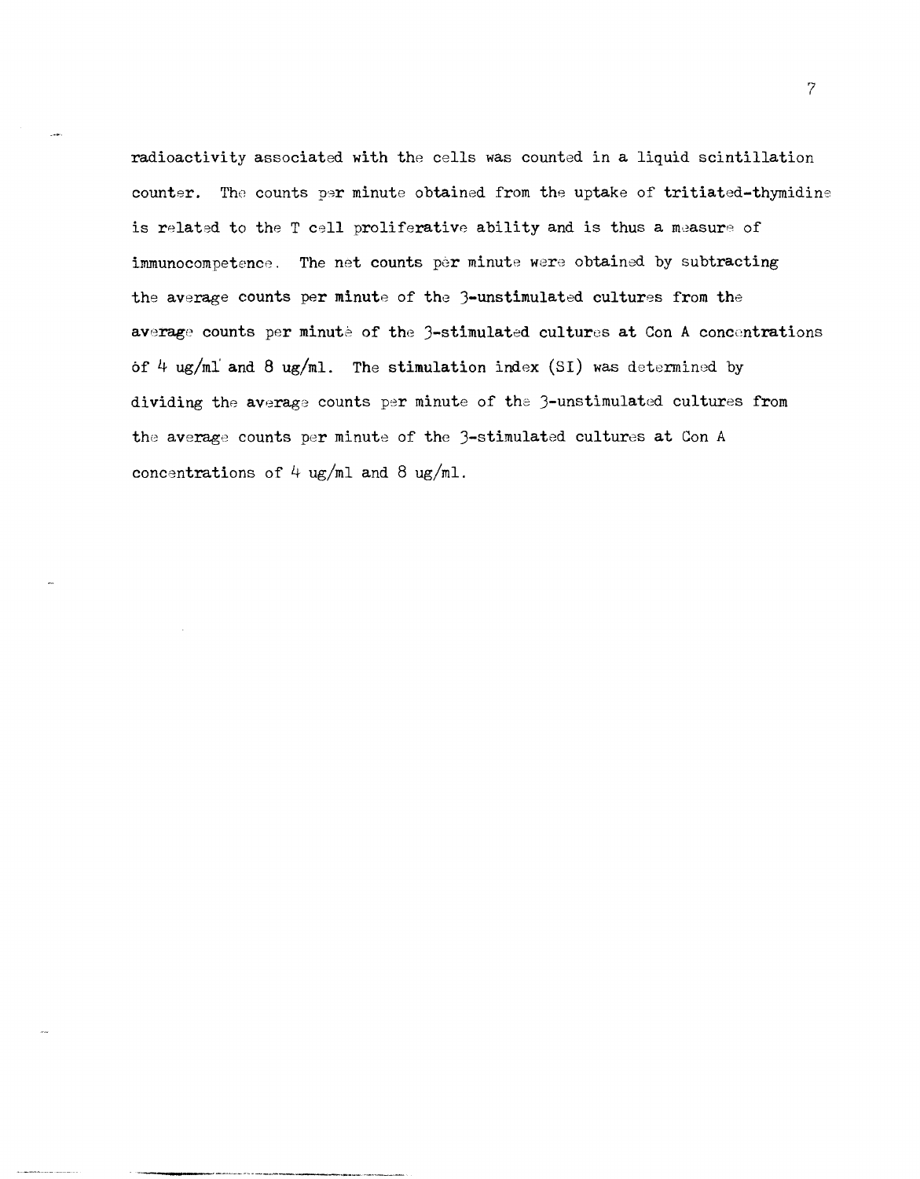radioactivity associated with the cells was counted in a liquid scintillation counter. The counts per minute obtained from the uptake of tritiated-thymidine is related to the T cell proliferative ability and is thus a measure of immunocompetence. The net counts per minute were obtained by subtracting the average counts per minute of the 3-unstimulated cultures from the average counts per minute of the 3-stimulated cultures at Con A concentrations of 4 ug/ml and 8 ug/ml. The stimulation index (SI) was determined by dividing the average counts per minute of the 3-unstimulated cultures from the average counts per minute of the 3-stimulated cultures at Con A concentrations of 4 ug/ml and 8 ug/ml.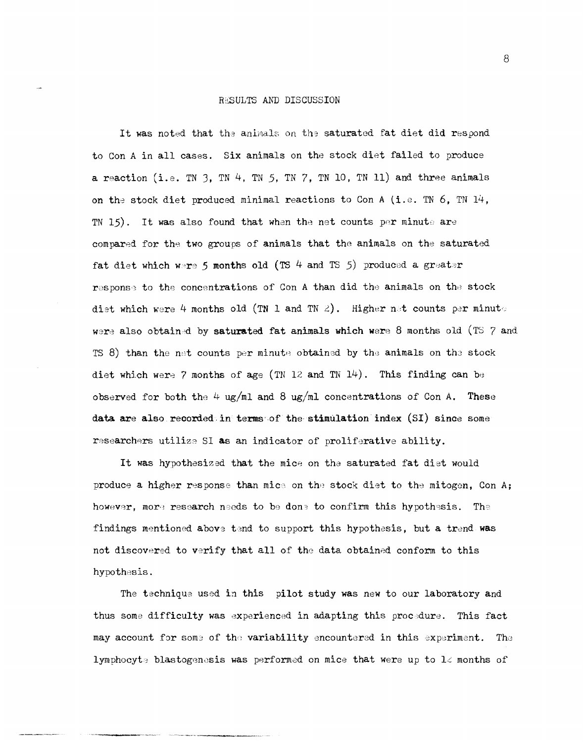## RESULTS AND DISCUSSION

It was noted that the animals on the saturated fat diet did respond to Con A in all cases. Six animals on the stock diet failed to produce a reaction (i.e. TN 3, TN 4, TN 5, TN 7, TN 10, TN 11) and three animals on the stock diet produced minimal reactions to Con A (i.e. TN 6, TN 14, TN 15). It was also found that when the net counts per minute are compared for the two groups of animals that the animals on the saturated fat diet which were 5 months old (TS 4 and TS 5) produced a greater response to the concentrations of Con A than did the animals on the stock diet which were 4 months old (TN 1 and TN 2). Higher net counts per minute were also obtained by saturated fat animals which were 8 months old (TS 7 and TS 8) than the net counts per minute obtained by the animals on the stock diet which were 7 months of age (TN 12 and TN 14). This finding can be observed for both the 4 ug/ml and 8 ug/ml concentrations of Con A. These data are also recorded in terms of the stimulation index (SI) since some researchers utilize SI as an indicator of proliferative ability.

It was hypothesized that the mice on the saturated fat diet would produce a higher response than mice on the stock diet to the mitogen, Con A; however, more research needs to be done to confirm this hypothesis. The findings mentioned above tend to support this hypothesis, but a trend was not discovered to verify that all of the data obtained conform to this hypothesis.

The technique used in this pilot study was new to our laboratory and thus some difficulty was experienced in adapting this procedure. This fact may account for some of the variability encountered in this experiment. The lymphocyte blastogenesis was performed on mice that were up to 12 months of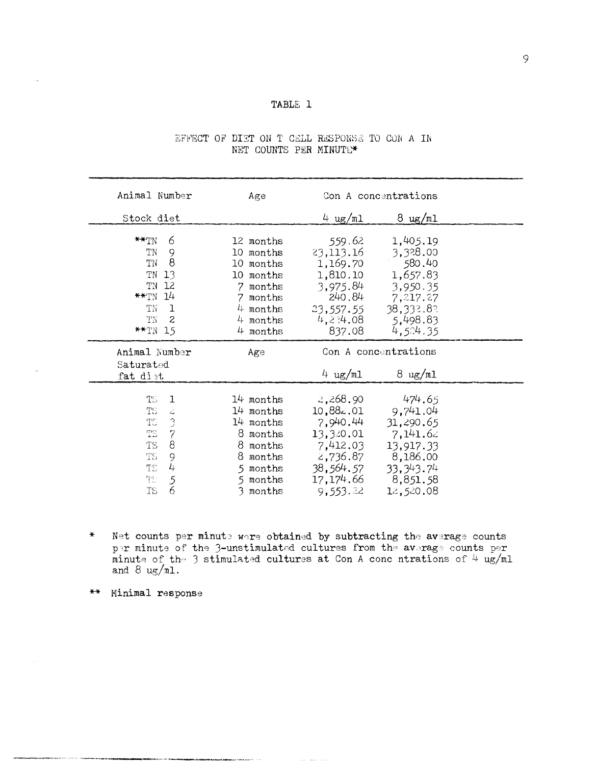# TABLE 1

EFFECT OF DIET ON T CELL RESPONSE TO CON A IN NET COUNTS PER MINUTE*

| Animal Number | Age | Con A concentrations | |
|---|---|---|---|
| Stock diet | | 4 ug/ml | 8 ug/ml |
| **TN 6 | 12 months | 559.62 | 1,405.19 |
| TN 9 | 10 months | 23,113.16 | 3,328.00 |
| TN 8 | 10 months | 1,169.70 | 580.40 |
| TN 13 | 10 months | 1,810.10 | 1,657.83 |
| TN 12 | 7 months | 3,975.84 | 3,950.35 |
| **TN 14 | 7 months | 240.84 | 7,217.27 |
| TN 1 | 4 months | 23,557.55 | 38,332.82 |
| TN 2 | 4 months | 4,234.08 | 5,498.83 |
| **TN 15 | 4 months | 837.08 | 4,524.35 |
| **Animal Number** | **Age** | **Con A concentrations** | |
| Saturated fat diet | | 4 ug/ml | 8 ug/ml |
| TS 1 | 14 months | 2,268.90 | 474.65 |
| TS 2 | 14 months | 10,882.01 | 9,741.04 |
| TS 3 | 14 months | 7,940.44 | 31,290.65 |
| TS 7 | 8 months | 13,320.01 | 7,141.62 |
| TS 8 | 8 months | 7,412.03 | 13,917.33 |
| TS 9 | 8 months | 2,736.87 | 8,186.00 |
| TS 4 | 5 months | 38,564.57 | 33,343.74 |
| TS 5 | 5 months | 17,174.66 | 8,851.58 |
| TS 6 | 3 months | 9,553.22 | 12,520.08 |

\* Net counts per minute were obtained by subtracting the average counts per minute of the 3-unstimulated cultures from the average counts per minute of the 3 stimulated cultures at Con A concentrations of 4 ug/ml and 8 ug/ml.

** Minimal response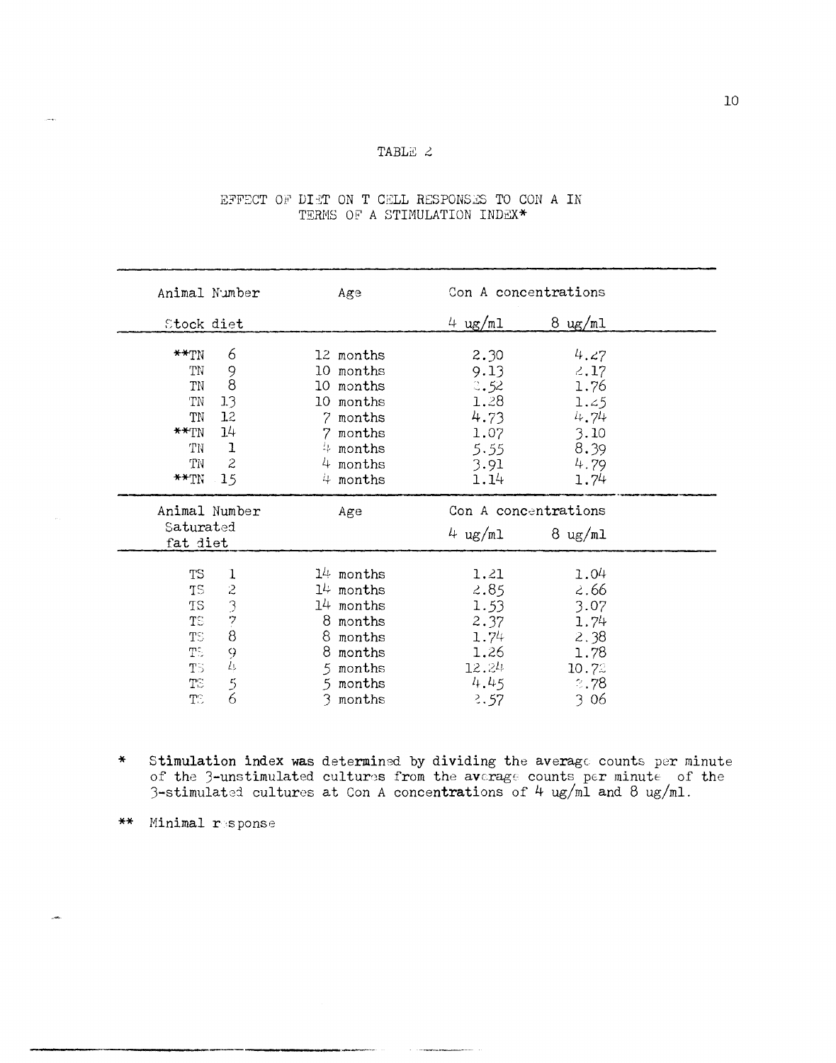TABLE 2

EFFECT OF DIET ON T CELL RESPONSES TO CON A IN TERMS OF A STIMULATION INDEX*

| Animal Number | Age | Con A concentrations | |
|---|---|---|---|
| Stock diet | | 4 ug/ml | 8 ug/ml |
| **TN 6 | 12 months | 2.30 | 4.27 |
| TN 9 | 10 months | 9.13 | 2.17 |
| TN 8 | 10 months | 3.52 | 1.76 |
| TN 13 | 10 months | 1.28 | 1.25 |
| TN 12 | 7 months | 4.73 | 4.74 |
| **TN 14 | 7 months | 1.07 | 3.10 |
| TN 1 | 4 months | 5.55 | 8.39 |
| TN 2 | 4 months | 3.91 | 4.79 |
| **TN 15 | 4 months | 1.14 | 1.74 |
| **Animal Number** | **Age** | **Con A concentrations** | |
| Saturated fat diet | | 4 ug/ml | 8 ug/ml |
| TS 1 | 14 months | 1.21 | 1.04 |
| TS 2 | 14 months | 2.85 | 2.66 |
| TS 3 | 14 months | 1.53 | 3.07 |
| TS 7 | 8 months | 2.37 | 1.74 |
| TS 8 | 8 months | 1.74 | 2.38 |
| TS 9 | 8 months | 1.26 | 1.78 |
| TS 4 | 5 months | 12.24 | 10.72 |
| TS 5 | 5 months | 4.45 | 3.78 |
| TS 6 | 3 months | 2.57 | 3.06 |

\* Stimulation index was determined by dividing the average counts per minute of the 3-unstimulated cultures from the average counts per minute of the 3-stimulated cultures at Con A concentrations of 4 ug/ml and 8 ug/ml.

\** Minimal response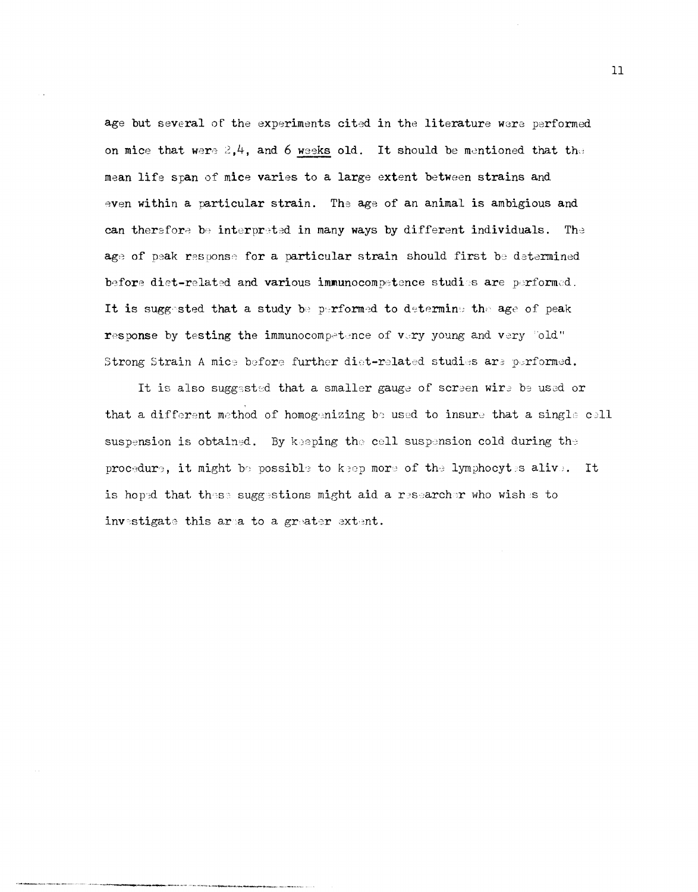age but several of the experiments cited in the literature were performed on mice that were 2,4, and 6 weeks old. It should be mentioned that the mean life span of mice varies to a large extent between strains and even within a particular strain. The age of an animal is ambigious and can therefore be interpreted in many ways by different individuals. The age of peak response for a particular strain should first be determined before diet-related and various immunocompetence studies are performed. It is suggested that a study be performed to determine the age of peak response by testing the immunocompetence of very young and very "old" Strong Strain A mice before further diet-related studies are performed.

It is also suggested that a smaller gauge of screen wire be used or that a different method of homogenizing be used to insure that a single cell suspension is obtained. By keeping the cell suspension cold during the procedure, it might be possible to keep more of the lymphocytes alive. It is hoped that these suggestions might aid a researcher who wishes to investigate this area to a greater extent.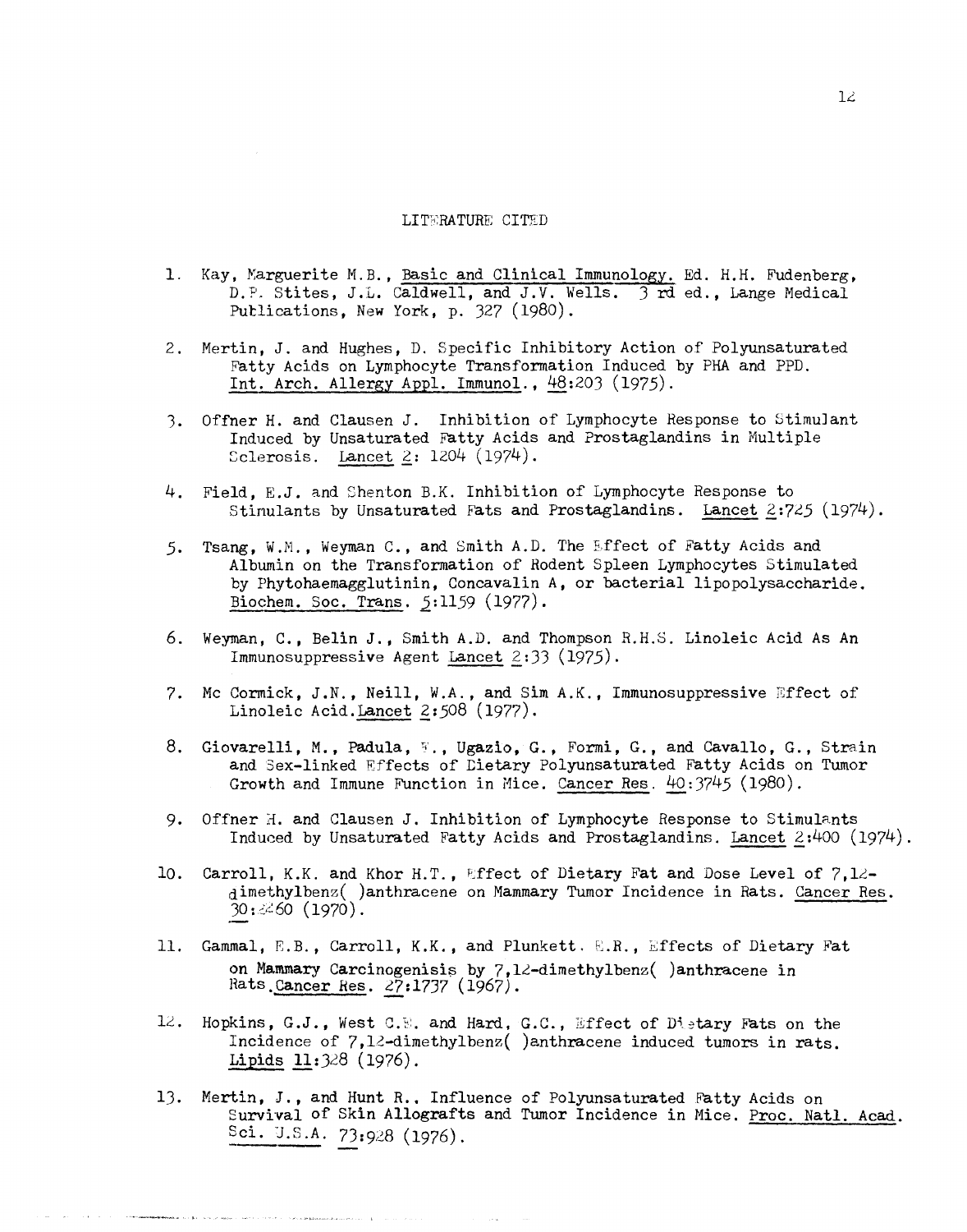## LITERATURE CITED

1. Kay, Marguerite M.B., Basic and Clinical Immunology. Ed. H.H. Fudenberg, D.P. Stites, J.L. Caldwell, and J.V. Wells. 3 rd ed., Lange Medical Publications, New York, p. 327 (1980).

2. Mertin, J. and Hughes, D. Specific Inhibitory Action of Polyunsaturated Fatty Acids on Lymphocyte Transformation Induced by PHA and PPD. Int. Arch. Allergy Appl. Immunol., 48:203 (1975).

3. Offner H. and Clausen J. Inhibition of Lymphocyte Response to Stimulant Induced by Unsaturated Fatty Acids and Prostaglandins in Multiple Sclerosis. Lancet 2: 1204 (1974).

4. Field, E.J. and Shenton B.K. Inhibition of Lymphocyte Response to Stimulants by Unsaturated Fats and Prostaglandins. Lancet 2:725 (1974).

5. Tsang, W.M., Weyman C., and Smith A.D. The Effect of Fatty Acids and Albumin on the Transformation of Rodent Spleen Lymphocytes Stimulated by Phytohaemagglutinin, Concavalin A, or bacterial lipopolysaccharide. Biochem. Soc. Trans. 5:1159 (1977).

6. Weyman, C., Belin J., Smith A.D. and Thompson R.H.S. Linoleic Acid As An Immunosuppressive Agent Lancet 2:33 (1975).

7. Mc Cormick, J.N., Neill, W.A., and Sim A.K., Immunosuppressive Effect of Linoleic Acid. Lancet 2:508 (1977).

8. Giovarelli, M., Padula, E., Ugazio, G., Formi, G., and Cavallo, G., Strain and Sex-linked Effects of Dietary Polyunsaturated Fatty Acids on Tumor Growth and Immune Function in Mice. Cancer Res. 40:3745 (1980).

9. Offner H. and Clausen J. Inhibition of Lymphocyte Response to Stimulants Induced by Unsaturated Fatty Acids and Prostaglandins. Lancet 2:400 (1974).

10. Carroll, K.K. and Khor H.T., Effect of Dietary Fat and Dose Level of 7,12-dimethylbenz( )anthracene on Mammary Tumor Incidence in Rats. Cancer Res. 30:2260 (1970).

11. Gammal, E.B., Carroll, K.K., and Plunkett. E.R., Effects of Dietary Fat on Mammary Carcinogenisis by 7,12-dimethylbenz( )anthracene in Rats. Cancer Res. 27:1737 (1967).

12. Hopkins, G.J., West C.E. and Hard, G.C., Effect of Dietary Fats on the Incidence of 7,12-dimethylbenz( )anthracene induced tumors in rats. Lipids 11:328 (1976).

13. Mertin, J., and Hunt R., Influence of Polyunsaturated Fatty Acids on Survival of Skin Allografts and Tumor Incidence in Mice. Proc. Natl. Acad. Sci. U.S.A. 73:928 (1976).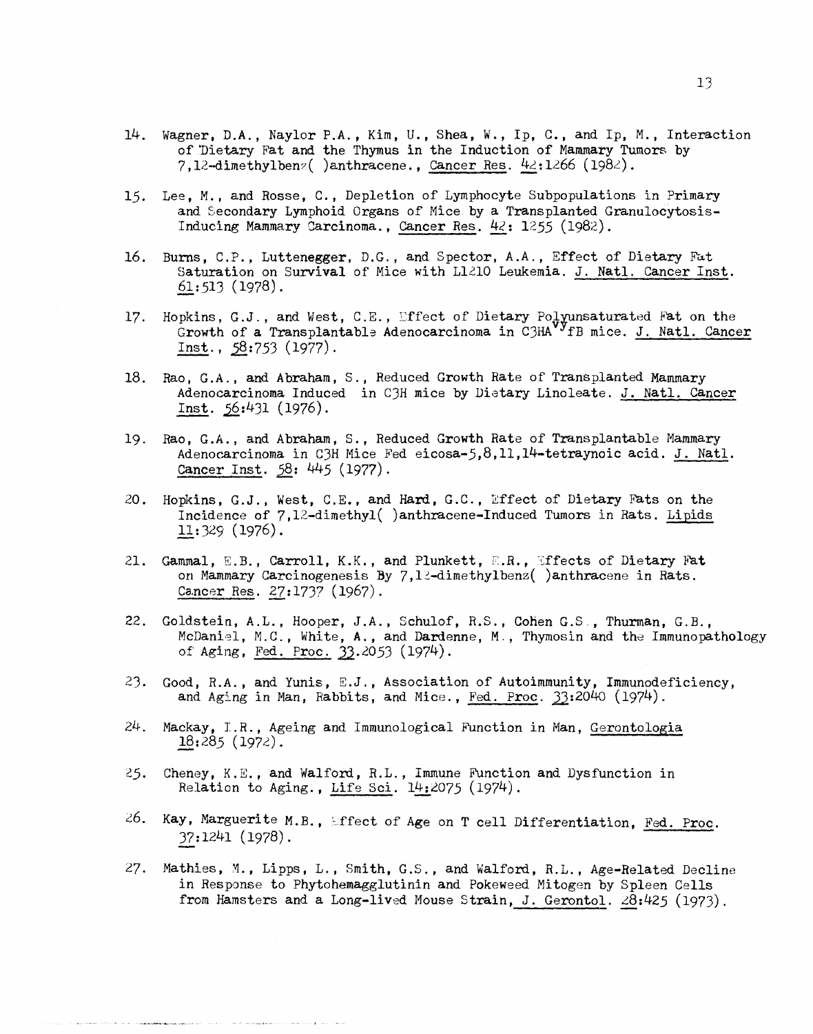14. Wagner, D.A., Naylor P.A., Kim, U., Shea, W., Ip, C., and Ip, M., Interaction of Dietary Fat and the Thymus in the Induction of Mammary Tumors by 7,12-dimethylbenz( )anthracene., Cancer Res. 42:1266 (1982).

15. Lee, M., and Rosse, C., Depletion of Lymphocyte Subpopulations in Primary and Secondary Lymphoid Organs of Mice by a Transplanted Granulocytosis-Inducing Mammary Carcinoma., Cancer Res. 42: 1255 (1982).

16. Burns, C.P., Luttenegger, D.G., and Spector, A.A., Effect of Dietary Fat Saturation on Survival of Mice with L1210 Leukemia. J. Natl. Cancer Inst. 61:513 (1978).

17. Hopkins, G.J., and West, C.E., Effect of Dietary Polyunsaturated Fat on the Growth of a Transplantable Adenocarcinoma in C3HA$^{vy}$fB mice. J. Natl. Cancer Inst., 58:753 (1977).

18. Rao, G.A., and Abraham, S., Reduced Growth Rate of Transplanted Mammary Adenocarcinoma Induced in C3H mice by Dietary Linoleate. J. Natl. Cancer Inst. 56:431 (1976).

19. Rao, G.A., and Abraham, S., Reduced Growth Rate of Transplantable Mammary Adenocarcinoma in C3H Mice Fed eicosa-5,8,11,14-tetraynoic acid. J. Natl. Cancer Inst. 58: 445 (1977).

20. Hopkins, G.J., West, C.E., and Hard, G.C., Effect of Dietary Fats on the Incidence of 7,12-dimethyl( )anthracene-Induced Tumors in Rats. Lipids 11:329 (1976).

21. Gammal, E.B., Carroll, K.K., and Plunkett, E.R., Effects of Dietary Fat on Mammary Carcinogenesis By 7,12-dimethylbenz( )anthracene in Rats. Cancer Res. 27:1737 (1967).

22. Goldstein, A.L., Hooper, J.A., Schulof, R.S., Cohen G.S., Thurman, G.B., McDaniel, M.C., White, A., and Dardenne, M., Thymosin and the Immunopathology of Aging, Fed. Proc. 33.2053 (1974).

23. Good, R.A., and Yunis, E.J., Association of Autoimmunity, Immunodeficiency, and Aging in Man, Rabbits, and Mice., Fed. Proc. 33:2040 (1974).

24. Mackay, I.R., Ageing and Immunological Function in Man, Gerontologia 18:285 (1972).

25. Cheney, K.E., and Walford, R.L., Immune Function and Dysfunction in Relation to Aging., Life Sci. 14:2075 (1974).

26. Kay, Marguerite M.B., Effect of Age on T cell Differentiation, Fed. Proc. 37:1241 (1978).

27. Mathies, M., Lipps, L., Smith, G.S., and Walford, R.L., Age-Related Decline in Response to Phytohemagglutinin and Pokeweed Mitogen by Spleen Cells from Hamsters and a Long-lived Mouse Strain, J. Gerontol. 28:425 (1973).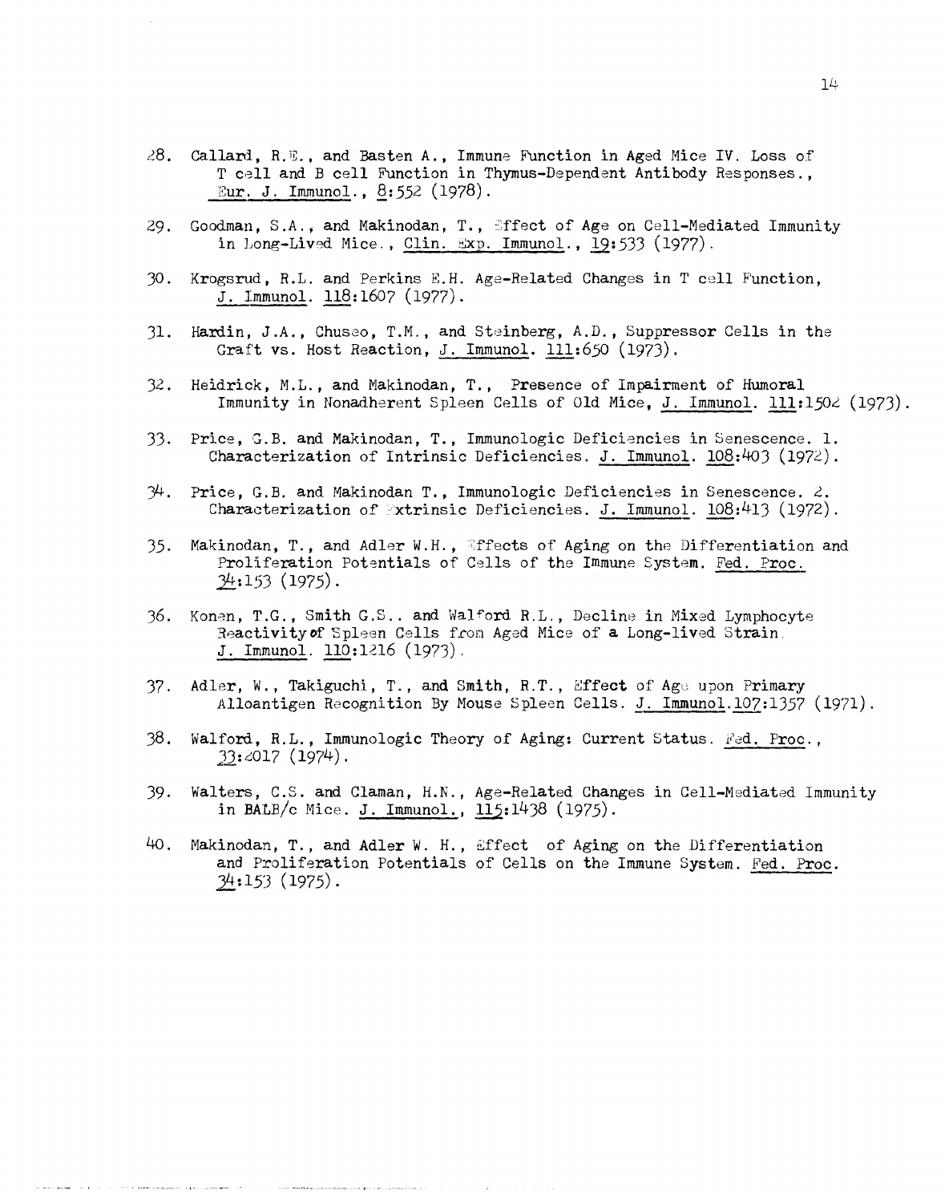28. Callard, R.E., and Basten A., Immune Function in Aged Mice IV. Loss of T cell and B cell Function in Thymus-Dependent Antibody Responses., Eur. J. Immunol., 8:552 (1978).

29. Goodman, S.A., and Makinodan, T., Effect of Age on Cell-Mediated Immunity in Long-Lived Mice., Clin. Exp. Immunol., 19:533 (1977).

30. Krogsrud, R.L. and Perkins E.H. Age-Related Changes in T cell Function, J. Immunol. 118:1607 (1977).

31. Hardin, J.A., Chuseo, T.M., and Steinberg, A.D., Suppressor Cells in the Graft vs. Host Reaction, J. Immunol. 111:650 (1973).

32. Heidrick, M.L., and Makinodan, T., Presence of Impairment of Humoral Immunity in Nonadherent Spleen Cells of Old Mice, J. Immunol. 111:1502 (1973).

33. Price, G.B. and Makinodan, T., Immunologic Deficiencies in Senescence. 1. Characterization of Intrinsic Deficiencies. J. Immunol. 108:403 (1972).

34. Price, G.B. and Makinodan T., Immunologic Deficiencies in Senescence. 2. Characterization of Extrinsic Deficiencies. J. Immunol. 108:413 (1972).

35. Makinodan, T., and Adler W.H., Effects of Aging on the Differentiation and Proliferation Potentials of Cells of the Immune System. Fed. Proc. 34:153 (1975).

36. Konen, T.G., Smith G.S., and Walford R.L., Decline in Mixed Lymphocyte Reactivity of Spleen Cells from Aged Mice of a Long-lived Strain. J. Immunol. 110:1216 (1973).

37. Adler, W., Takiguchi, T., and Smith, R.T., Effect of Age upon Primary Alloantigen Recognition By Mouse Spleen Cells. J. Immunol. 107:1357 (1971).

38. Walford, R.L., Immunologic Theory of Aging: Current Status. Fed. Proc., 33:2017 (1974).

39. Walters, C.S. and Claman, H.N., Age-Related Changes in Cell-Mediated Immunity in BALB/c Mice. J. Immunol., 115:1438 (1975).

40. Makinodan, T., and Adler W. H., Effect of Aging on the Differentiation and Proliferation Potentials of Cells on the Immune System. Fed. Proc. 34:153 (1975).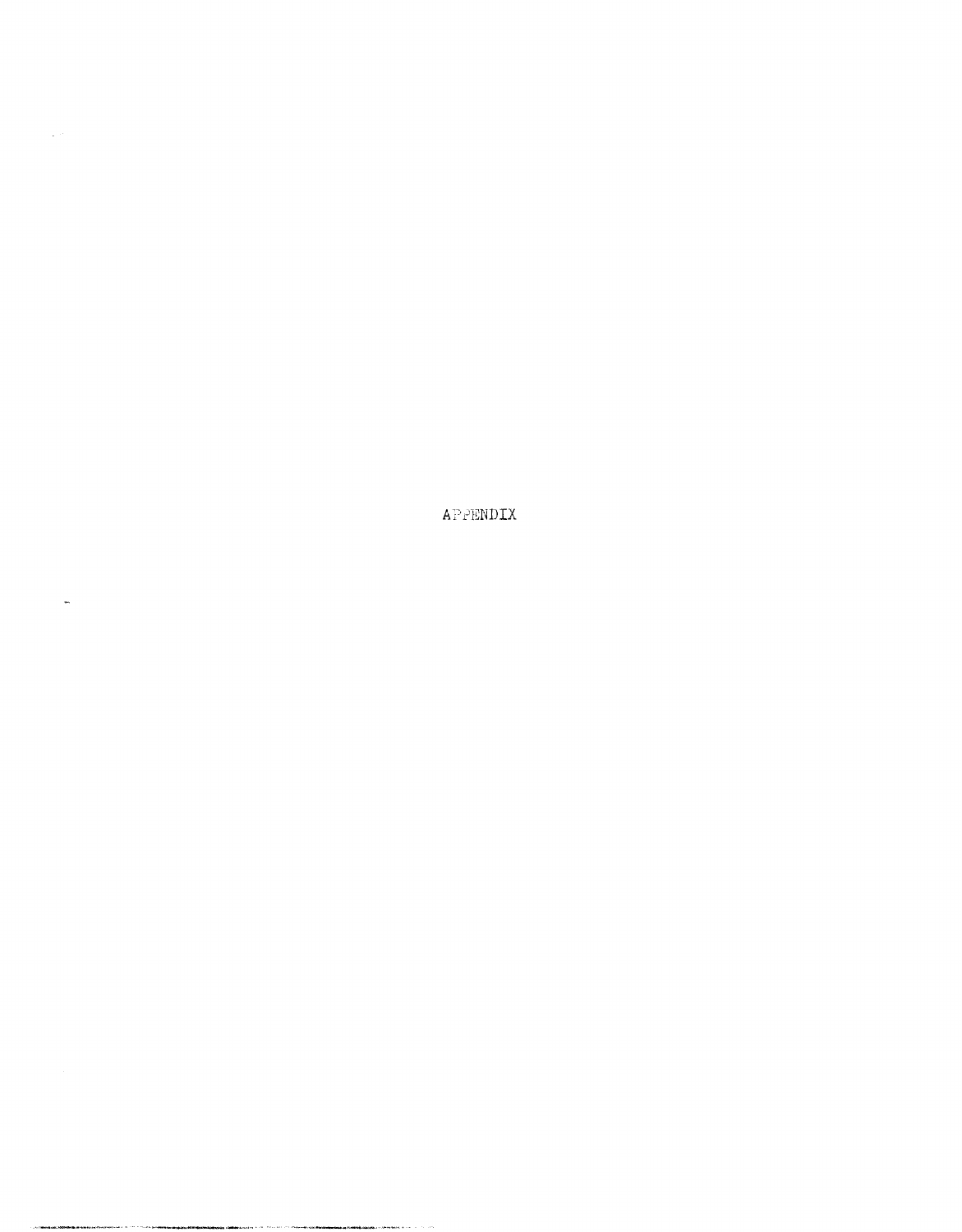# APPENDIX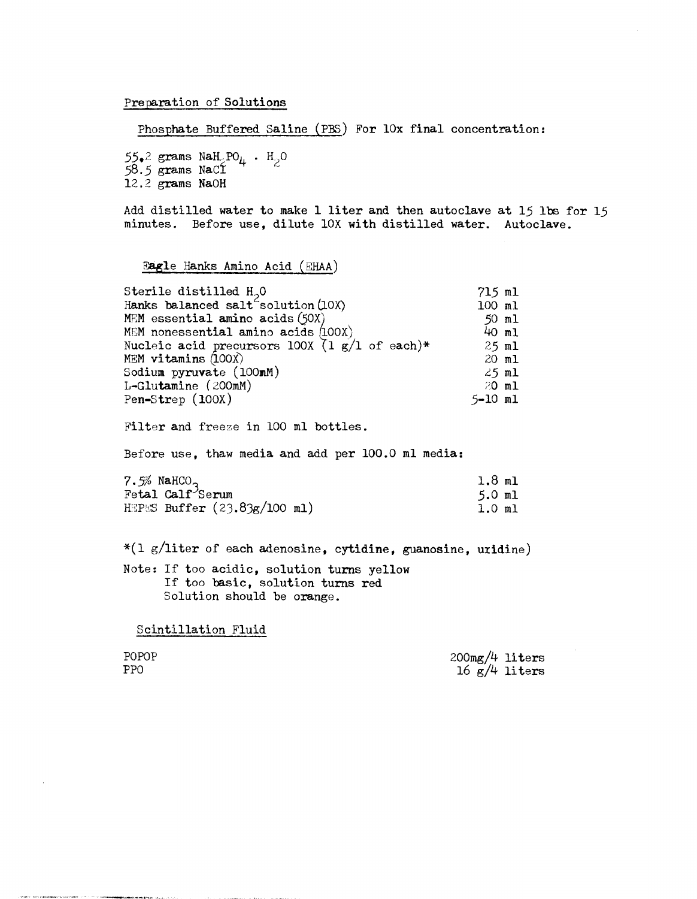## Preparation of Solutions

### Phosphate Buffered Saline (PBS) For 10x final concentration:

55.2 grams $NaH_2PO_4 \cdot H_2O$
58.5 grams NaCl
12.2 grams NaOH

Add distilled water to make 1 liter and then autoclave at 15 lbs for 15 minutes. Before use, dilute 10X with distilled water. Autoclave.

### Eagle Hanks Amino Acid (EHAA)

| | |
|---|---|
| Sterile distilled $H_2O$ | 715 ml |
| Hanks balanced salt solution (10X) | 100 ml |
| MEM essential amino acids (50X) | 50 ml |
| MEM nonessential amino acids (100X) | 40 ml |
| Nucleic acid precursors 100X (1 g/l of each)* | 25 ml |
| MEM vitamins (100X) | 20 ml |
| Sodium pyruvate (100mM) | 25 ml |
| L-Glutamine (200mM) | 20 ml |
| Pen-Strep (100X) | 5-10 ml |

Filter and freeze in 100 ml bottles.

Before use, thaw media and add per 100.0 ml media:

| | |
|---|---|
| 7.5% $NaHCO_3$ | 1.8 ml |
| Fetal Calf Serum | 5.0 ml |
| HEPES Buffer (23.83g/100 ml) | 1.0 ml |

*(1 g/liter of each adenosine, cytidine, guanosine, uridine)

Note: If too acidic, solution turns yellow
If too basic, solution turns red
Solution should be orange.

### Scintillation Fluid

| | |
|---|---|
| POPOP | 200mg/4 liters |
| PPO | 16 g/4 liters |